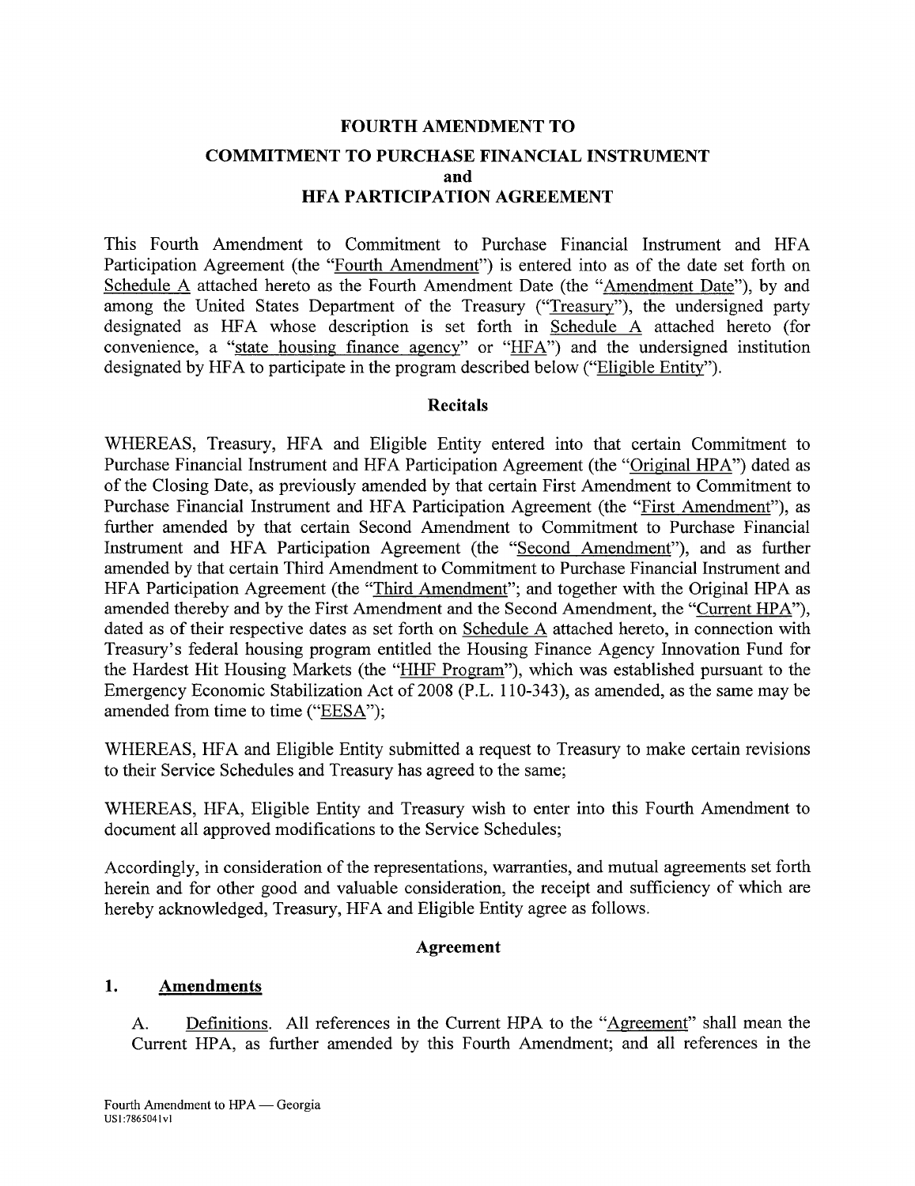# FOURTH AMENDMENT TO

## COMMITMENT TO PURCHASE FINANCIAL INSTRUMENT
## and
## HFA PARTICIPATION AGREEMENT

This Fourth Amendment to Commitment to Purchase Financial Instrument and HFA Participation Agreement (the "Fourth Amendment") is entered into as of the date set forth on Schedule A attached hereto as the Fourth Amendment Date (the "Amendment Date"), by and among the United States Department of the Treasury ("Treasury"), the undersigned party designated as HFA whose description is set forth in Schedule A attached hereto (for convenience, a "state housing finance agency" or "HFA") and the undersigned institution designated by HFA to participate in the program described below ("Eligible Entity").

### Recitals

WHEREAS, Treasury, HFA and Eligible Entity entered into that certain Commitment to Purchase Financial Instrument and HFA Participation Agreement (the "Original HPA") dated as of the Closing Date, as previously amended by that certain First Amendment to Commitment to Purchase Financial Instrument and HFA Participation Agreement (the "First Amendment"), as further amended by that certain Second Amendment to Commitment to Purchase Financial Instrument and HFA Participation Agreement (the "Second Amendment"), and as further amended by that certain Third Amendment to Commitment to Purchase Financial Instrument and HFA Participation Agreement (the "Third Amendment"; and together with the Original HPA as amended thereby and by the First Amendment and the Second Amendment, the "Current HPA"), dated as of their respective dates as set forth on Schedule A attached hereto, in connection with Treasury's federal housing program entitled the Housing Finance Agency Innovation Fund for the Hardest Hit Housing Markets (the "HHF Program"), which was established pursuant to the Emergency Economic Stabilization Act of 2008 (P.L. 110-343), as amended, as the same may be amended from time to time ("EESA");

WHEREAS, HFA and Eligible Entity submitted a request to Treasury to make certain revisions to their Service Schedules and Treasury has agreed to the same;

WHEREAS, HFA, Eligible Entity and Treasury wish to enter into this Fourth Amendment to document all approved modifications to the Service Schedules;

Accordingly, in consideration of the representations, warranties, and mutual agreements set forth herein and for other good and valuable consideration, the receipt and sufficiency of which are hereby acknowledged, Treasury, HFA and Eligible Entity agree as follows.

### Agreement

**1. Amendments**

A. Definitions. All references in the Current HPA to the "Agreement" shall mean the Current HPA, as further amended by this Fourth Amendment; and all references in the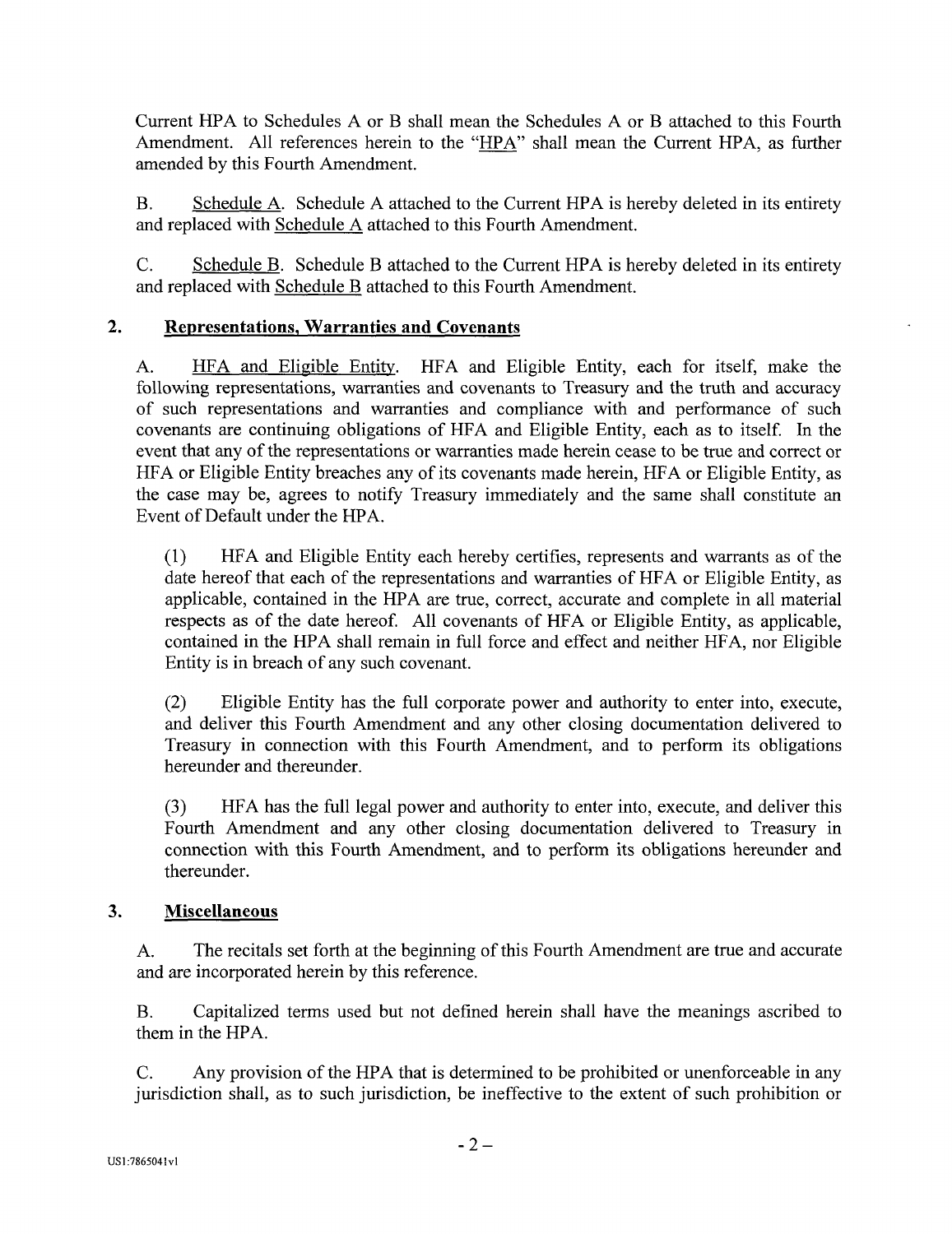Current HPA to Schedules A or B shall mean the Schedules A or B attached to this Fourth Amendment. All references herein to the "HPA" shall mean the Current HPA, as further amended by this Fourth Amendment.

B. Schedule A. Schedule A attached to the Current HPA is hereby deleted in its entirety and replaced with Schedule A attached to this Fourth Amendment.

C. Schedule B. Schedule B attached to the Current HPA is hereby deleted in its entirety and replaced with Schedule B attached to this Fourth Amendment.

## 2. Representations, Warranties and Covenants

A. HFA and Eligible Entity. HFA and Eligible Entity, each for itself, make the following representations, warranties and covenants to Treasury and the truth and accuracy of such representations and warranties and compliance with and performance of such covenants are continuing obligations of HFA and Eligible Entity, each as to itself. In the event that any of the representations or warranties made herein cease to be true and correct or HFA or Eligible Entity breaches any of its covenants made herein, HFA or Eligible Entity, as the case may be, agrees to notify Treasury immediately and the same shall constitute an Event of Default under the HPA.

(1) HFA and Eligible Entity each hereby certifies, represents and warrants as of the date hereof that each of the representations and warranties of HFA or Eligible Entity, as applicable, contained in the HPA are true, correct, accurate and complete in all material respects as of the date hereof. All covenants of HFA or Eligible Entity, as applicable, contained in the HPA shall remain in full force and effect and neither HFA, nor Eligible Entity is in breach of any such covenant.

(2) Eligible Entity has the full corporate power and authority to enter into, execute, and deliver this Fourth Amendment and any other closing documentation delivered to Treasury in connection with this Fourth Amendment, and to perform its obligations hereunder and thereunder.

(3) HFA has the full legal power and authority to enter into, execute, and deliver this Fourth Amendment and any other closing documentation delivered to Treasury in connection with this Fourth Amendment, and to perform its obligations hereunder and thereunder.

## 3. Miscellaneous

A. The recitals set forth at the beginning of this Fourth Amendment are true and accurate and are incorporated herein by this reference.

B. Capitalized terms used but not defined herein shall have the meanings ascribed to them in the HPA.

C. Any provision of the HPA that is determined to be prohibited or unenforceable in any jurisdiction shall, as to such jurisdiction, be ineffective to the extent of such prohibition or

US1:7865041v1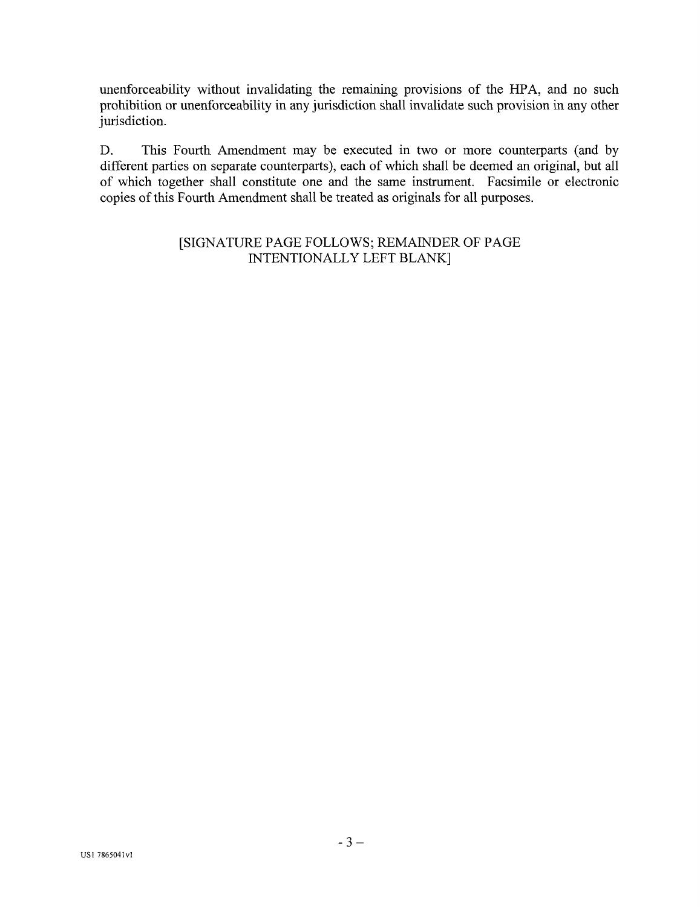unenforceability without invalidating the remaining provisions of the HPA, and no such prohibition or unenforceability in any jurisdiction shall invalidate such provision in any other jurisdiction.

D. This Fourth Amendment may be executed in two or more counterparts (and by different parties on separate counterparts), each of which shall be deemed an original, but all of which together shall constitute one and the same instrument. Facsimile or electronic copies of this Fourth Amendment shall be treated as originals for all purposes.

[SIGNATURE PAGE FOLLOWS; REMAINDER OF PAGE INTENTIONALLY LEFT BLANK]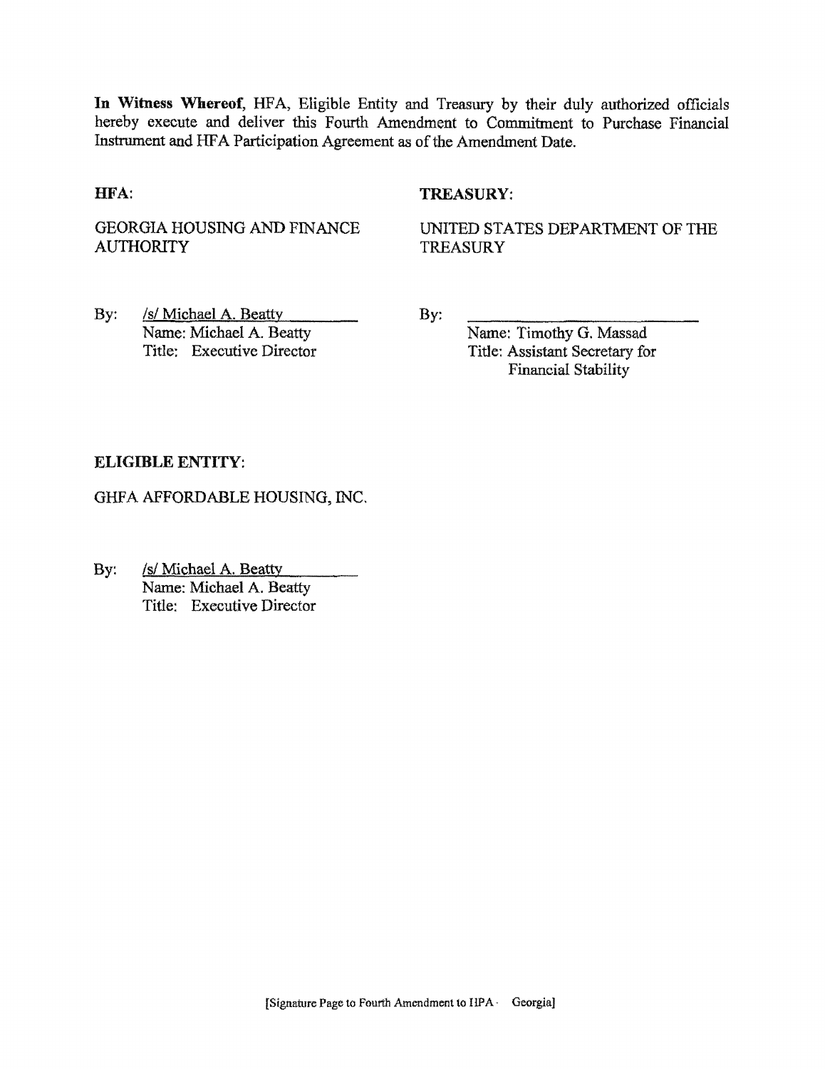**In Witness Whereof**, HFA, Eligible Entity and Treasury by their duly authorized officials hereby execute and deliver this Fourth Amendment to Commitment to Purchase Financial Instrument and HFA Participation Agreement as of the Amendment Date.

**HFA**:

GEORGIA HOUSING AND FINANCE AUTHORITY

By: /s/ Michael A. Beatty
Name: Michael A. Beatty
Title: Executive Director

**TREASURY**:

UNITED STATES DEPARTMENT OF THE TREASURY

By: \_\_\_\_\_\_\_\_\_\_\_\_\_\_\_\_\_\_\_\_\_\_\_\_\_\_
Name: Timothy G. Massad
Title: Assistant Secretary for Financial Stability

**ELIGIBLE ENTITY**:

GHFA AFFORDABLE HOUSING, INC.

By: /s/ Michael A. Beatty
Name: Michael A. Beatty
Title: Executive Director

[Signature Page to Fourth Amendment to HPA - Georgia]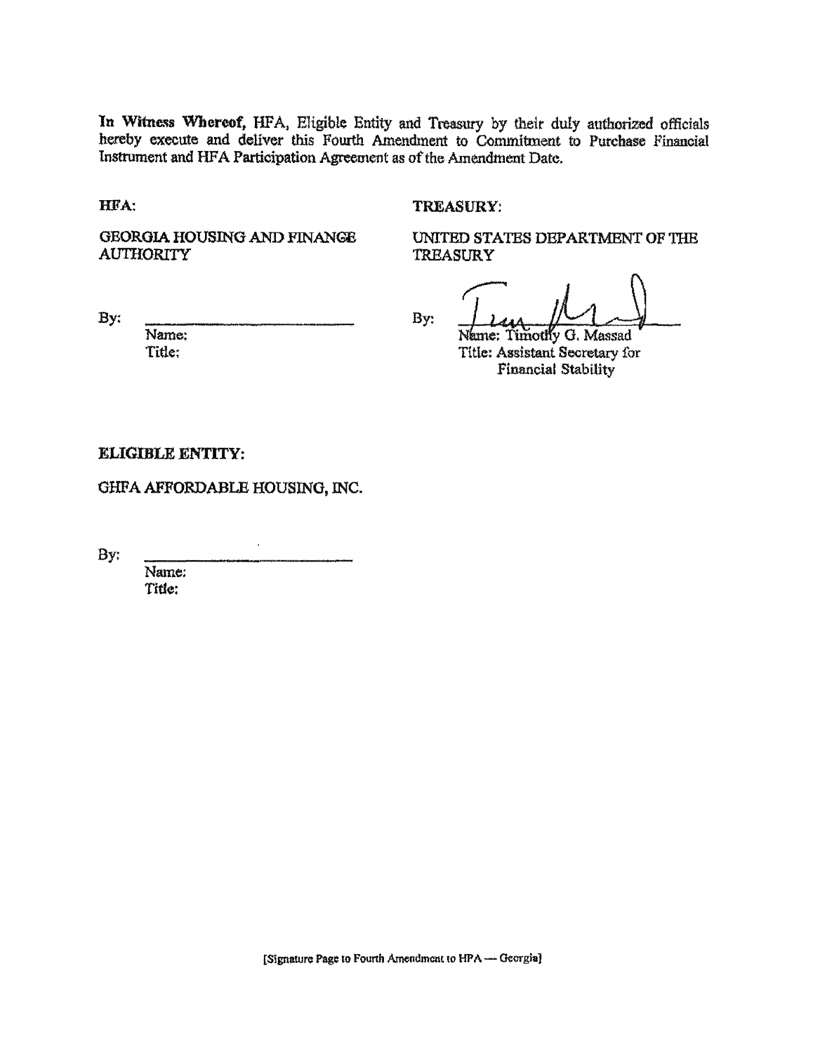**In Witness Whereof,** HFA, Eligible Entity and Treasury by their duly authorized officials hereby execute and deliver this Fourth Amendment to Commitment to Purchase Financial Instrument and HFA Participation Agreement as of the Amendment Date.

**HFA:**

GEORGIA HOUSING AND FINANCE AUTHORITY

By: \_\_\_\_\_\_\_\_\_\_\_\_\_\_\_\_\_\_\_\_\_\_\_\_\_\_
Name:
Title:

**TREASURY:**

UNITED STATES DEPARTMENT OF THE TREASURY

By: \_\_\_\_\_\_\_\_\_\_\_\_\_\_\_\_\_\_\_\_\_\_\_\_\_\_
Name: Timothy G. Massad
Title: Assistant Secretary for Financial Stability

**ELIGIBLE ENTITY:**

GHFA AFFORDABLE HOUSING, INC.

By: \_\_\_\_\_\_\_\_\_\_\_\_\_\_\_\_\_\_\_\_\_\_\_\_\_\_
Name:
Title:

[Signature Page to Fourth Amendment to HPA — Georgia]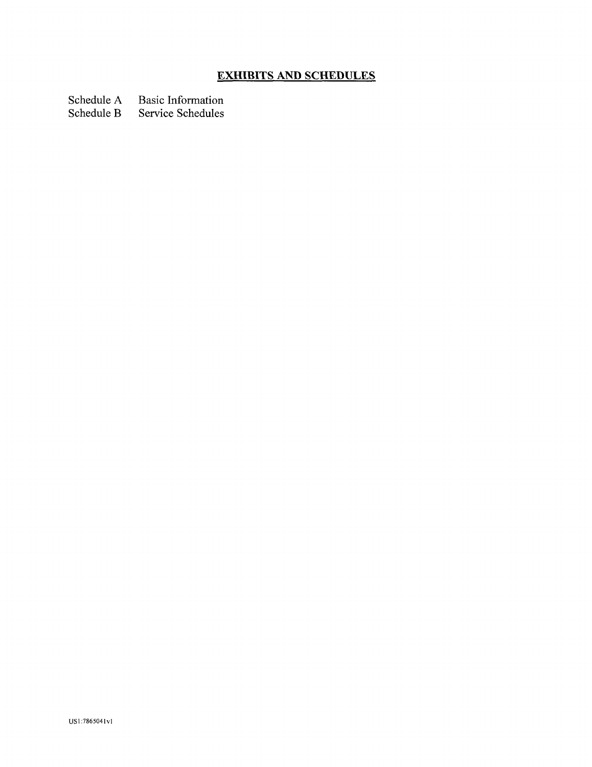## EXHIBITS AND SCHEDULES

| | |
|---|---|
| Schedule A | Basic Information |
| Schedule B | Service Schedules |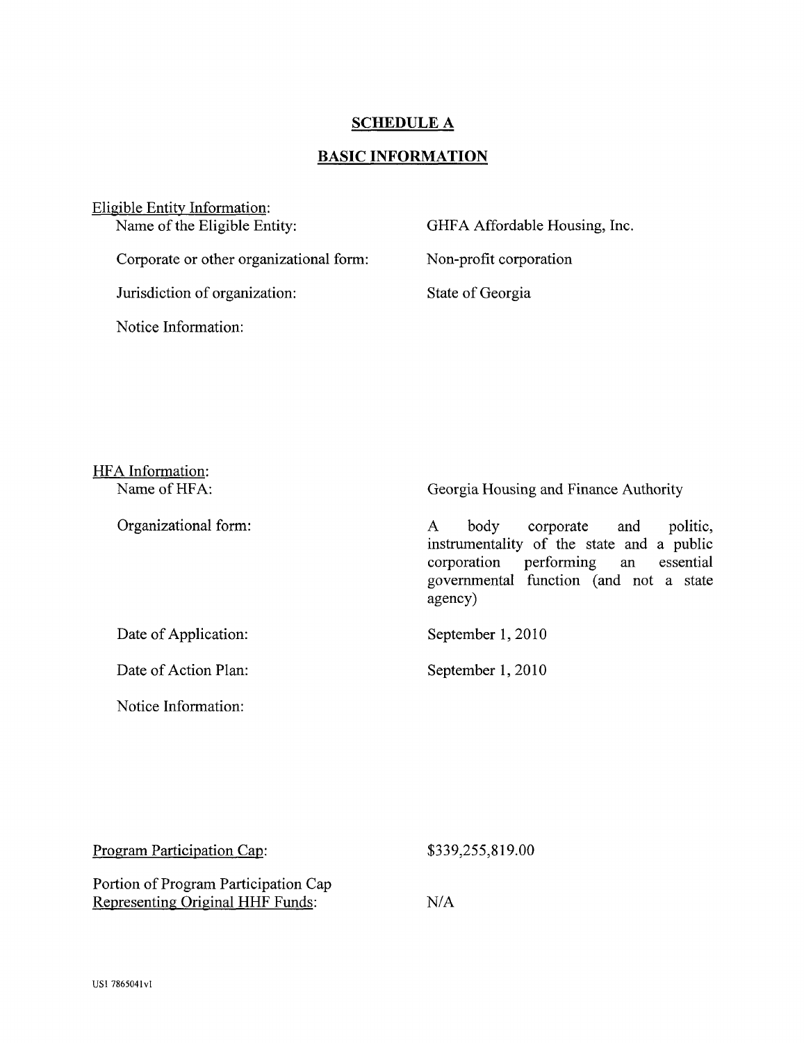## SCHEDULE A

## BASIC INFORMATION

Eligible Entity Information:

| | |
|---|---|
| Name of the Eligible Entity: | GHFA Affordable Housing, Inc. |
| Corporate or other organizational form: | Non-profit corporation |
| Jurisdiction of organization: | State of Georgia |
| Notice Information: | |

HFA Information:

| | |
|---|---|
| Name of HFA: | Georgia Housing and Finance Authority |
| Organizational form: | A body corporate and politic, instrumentality of the state and a public corporation performing an essential governmental function (and not a state agency) |
| Date of Application: | September 1, 2010 |
| Date of Action Plan: | September 1, 2010 |
| Notice Information: | |

| | |
|---|---|
| Program Participation Cap: | $339,255,819.00 |
| Portion of Program Participation Cap Representing Original HHF Funds: | N/A |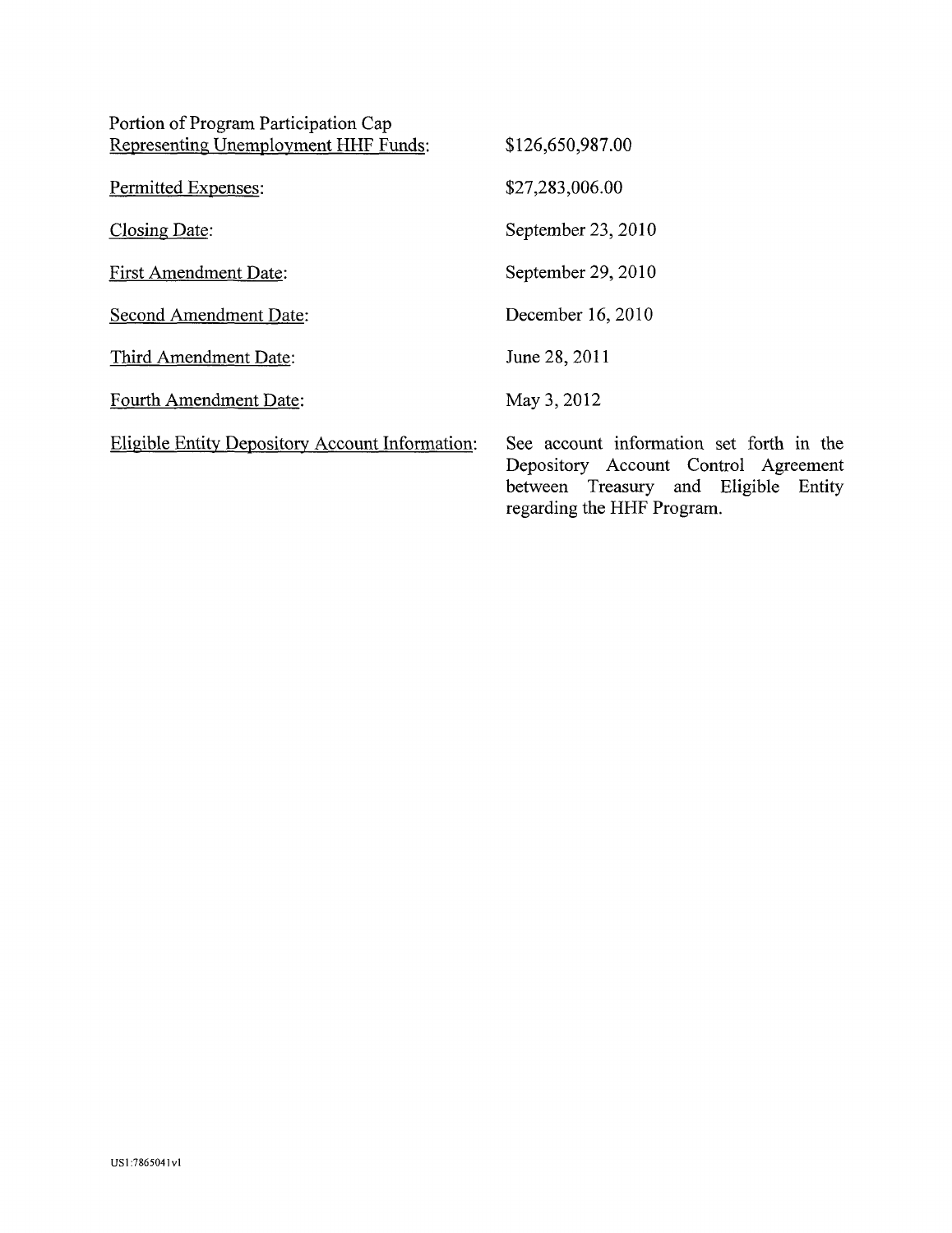| | |
|---|---|
| Portion of Program Participation Cap <u>Representing Unemployment HHF Funds</u>: | $126,650,987.00 |
| <u>Permitted Expenses</u>: | $27,283,006.00 |
| <u>Closing Date</u>: | September 23, 2010 |
| <u>First Amendment Date</u>: | September 29, 2010 |
| <u>Second Amendment Date</u>: | December 16, 2010 |
| <u>Third Amendment Date</u>: | June 28, 2011 |
| <u>Fourth Amendment Date</u>: | May 3, 2012 |
| <u>Eligible Entity Depository Account Information</u>: | See account information set forth in the Depository Account Control Agreement between Treasury and Eligible Entity regarding the HHF Program. |

US1:7865041v1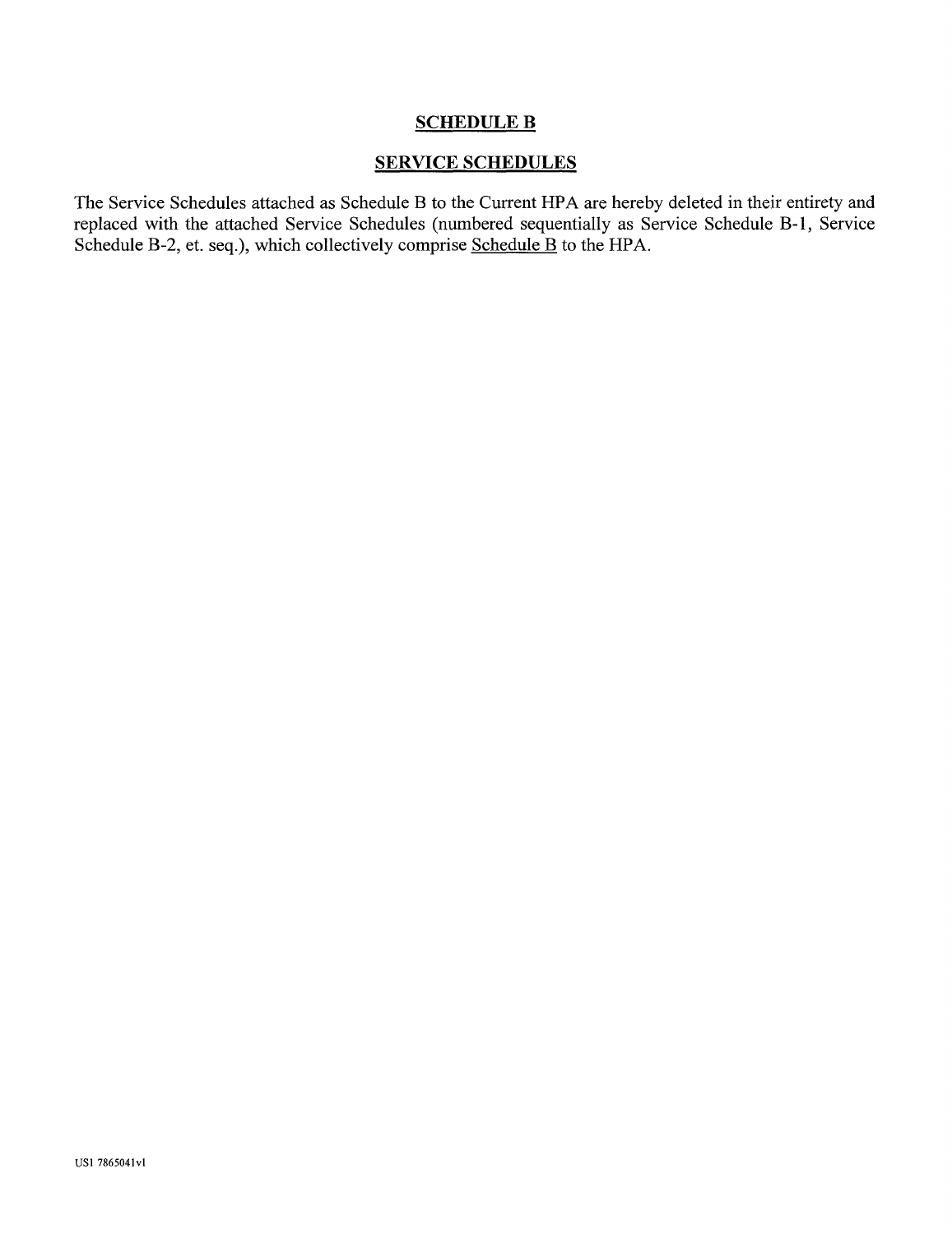# SCHEDULE B

## SERVICE SCHEDULES

The Service Schedules attached as Schedule B to the Current HPA are hereby deleted in their entirety and replaced with the attached Service Schedules (numbered sequentially as Service Schedule B-1, Service Schedule B-2, et. seq.), which collectively comprise Schedule B to the HPA.

US1 7865041v1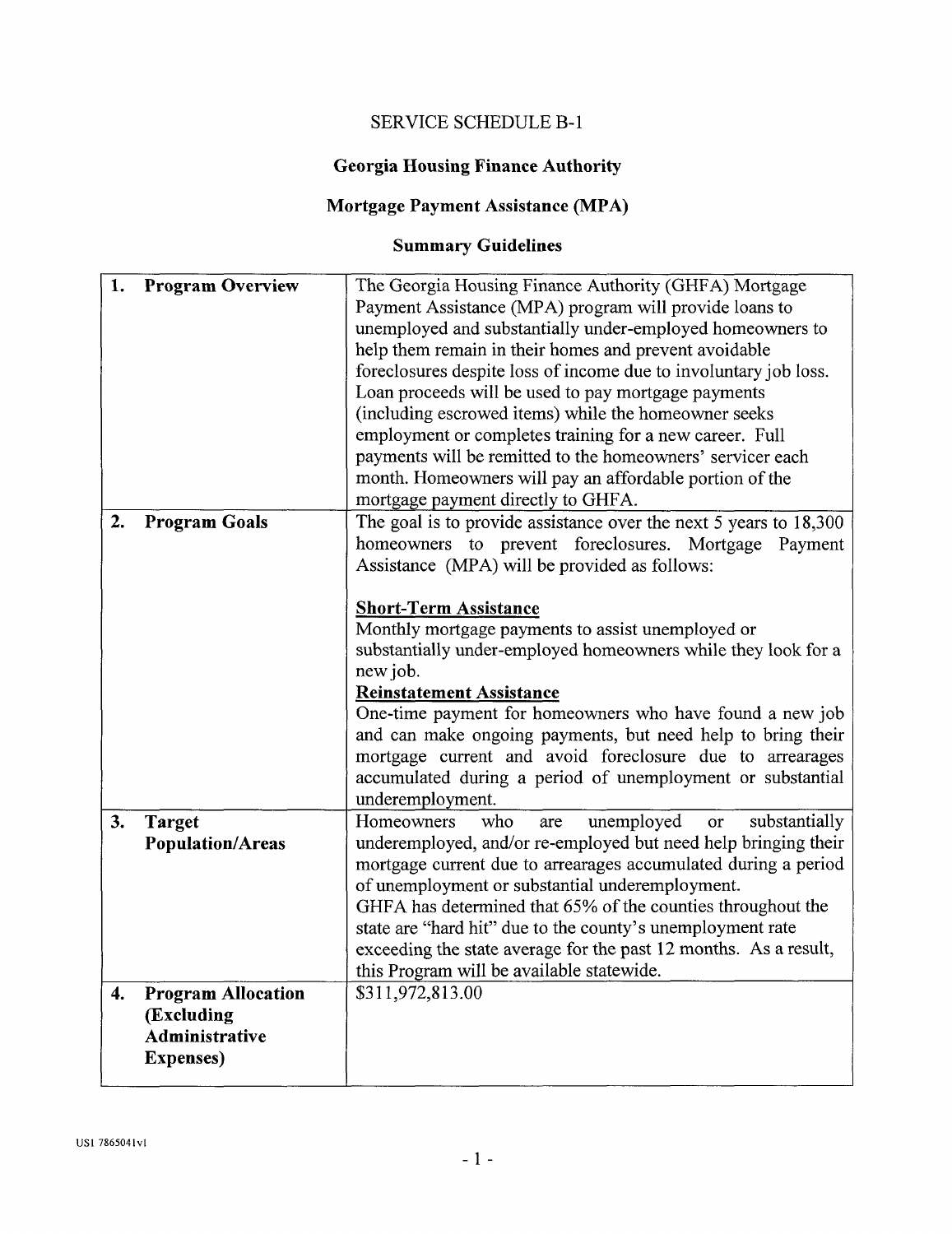# SERVICE SCHEDULE B-1

## Georgia Housing Finance Authority

## Mortgage Payment Assistance (MPA)

## Summary Guidelines

| | |
|---|---|
| **1. Program Overview** | The Georgia Housing Finance Authority (GHFA) Mortgage Payment Assistance (MPA) program will provide loans to unemployed and substantially under-employed homeowners to help them remain in their homes and prevent avoidable foreclosures despite loss of income due to involuntary job loss. Loan proceeds will be used to pay mortgage payments (including escrowed items) while the homeowner seeks employment or completes training for a new career. Full payments will be remitted to the homeowners' servicer each month. Homeowners will pay an affordable portion of the mortgage payment directly to GHFA. |
| **2. Program Goals** | The goal is to provide assistance over the next 5 years to 18,300 homeowners to prevent foreclosures. Mortgage Payment Assistance (MPA) will be provided as follows:<br><br>**Short-Term Assistance**<br>Monthly mortgage payments to assist unemployed or substantially under-employed homeowners while they look for a new job.<br>**Reinstatement Assistance**<br>One-time payment for homeowners who have found a new job and can make ongoing payments, but need help to bring their mortgage current and avoid foreclosure due to arrearages accumulated during a period of unemployment or substantial underemployment. |
| **3. Target Population/Areas** | Homeowners who are unemployed or substantially underemployed, and/or re-employed but need help bringing their mortgage current due to arrearages accumulated during a period of unemployment or substantial underemployment.<br>GHFA has determined that 65% of the counties throughout the state are "hard hit" due to the county's unemployment rate exceeding the state average for the past 12 months. As a result, this Program will be available statewide. |
| **4. Program Allocation (Excluding Administrative Expenses)** | $311,972,813.00 |

US1 7865041v1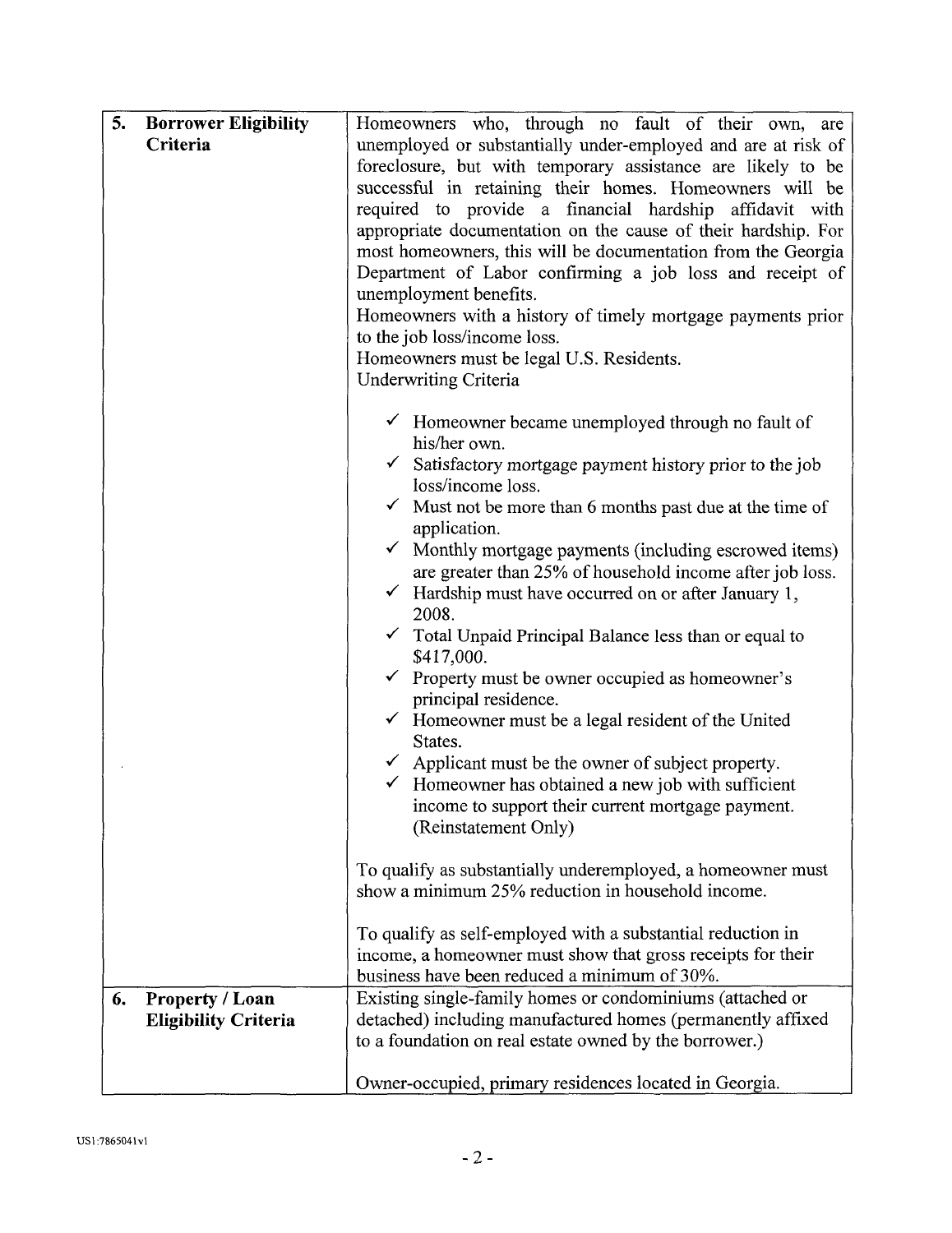| | |
|---|---|
| **5. Borrower Eligibility Criteria** | Homeowners who, through no fault of their own, are unemployed or substantially under-employed and are at risk of foreclosure, but with temporary assistance are likely to be successful in retaining their homes. Homeowners will be required to provide a financial hardship affidavit with appropriate documentation on the cause of their hardship. For most homeowners, this will be documentation from the Georgia Department of Labor confirming a job loss and receipt of unemployment benefits.<br>Homeowners with a history of timely mortgage payments prior to the job loss/income loss.<br>Homeowners must be legal U.S. Residents.<br>Underwriting Criteria<br><br>✓ Homeowner became unemployed through no fault of his/her own.<br>✓ Satisfactory mortgage payment history prior to the job loss/income loss.<br>✓ Must not be more than 6 months past due at the time of application.<br>✓ Monthly mortgage payments (including escrowed items) are greater than 25% of household income after job loss.<br>✓ Hardship must have occurred on or after January 1, 2008.<br>✓ Total Unpaid Principal Balance less than or equal to $417,000.<br>✓ Property must be owner occupied as homeowner's principal residence.<br>✓ Homeowner must be a legal resident of the United States.<br>✓ Applicant must be the owner of subject property.<br>✓ Homeowner has obtained a new job with sufficient income to support their current mortgage payment. (Reinstatement Only)<br><br>To qualify as substantially underemployed, a homeowner must show a minimum 25% reduction in household income.<br><br>To qualify as self-employed with a substantial reduction in income, a homeowner must show that gross receipts for their business have been reduced a minimum of 30%. |
| **6. Property / Loan Eligibility Criteria** | Existing single-family homes or condominiums (attached or detached) including manufactured homes (permanently affixed to a foundation on real estate owned by the borrower.)<br><br>Owner-occupied, primary residences located in Georgia. |

US1:7865041v1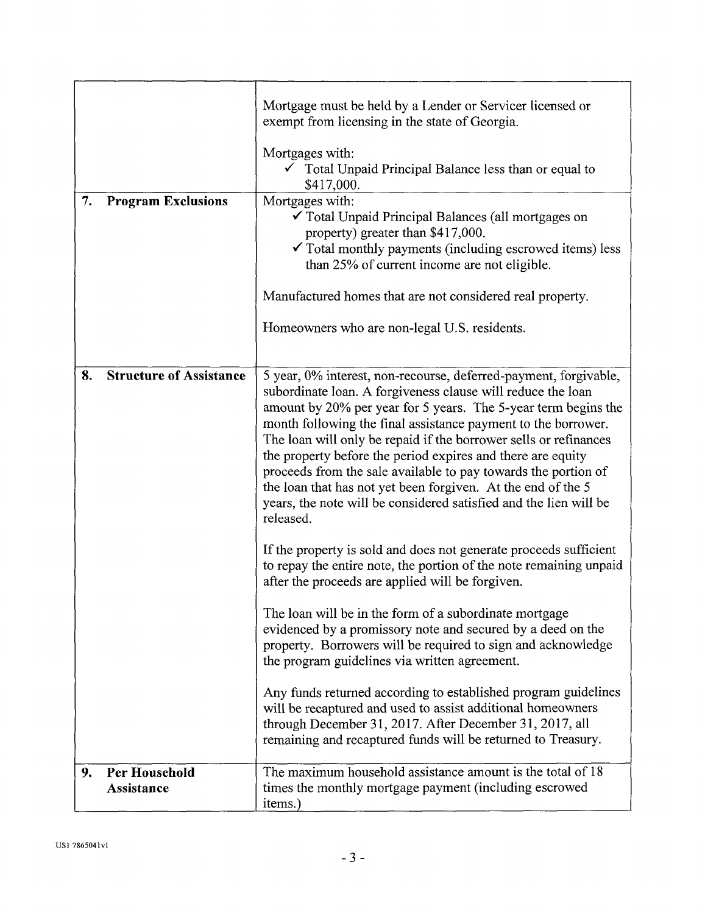| | |
|---|---|
| | Mortgage must be held by a Lender or Servicer licensed or exempt from licensing in the state of Georgia.<br><br>Mortgages with:<br>✓ Total Unpaid Principal Balance less than or equal to \$417,000. |
| **7. Program Exclusions** | Mortgages with:<br>✓ Total Unpaid Principal Balances (all mortgages on property) greater than \$417,000.<br>✓ Total monthly payments (including escrowed items) less than 25% of current income are not eligible.<br><br>Manufactured homes that are not considered real property.<br><br>Homeowners who are non-legal U.S. residents. |
| **8. Structure of Assistance** | 5 year, 0% interest, non-recourse, deferred-payment, forgivable, subordinate loan. A forgiveness clause will reduce the loan amount by 20% per year for 5 years. The 5-year term begins the month following the final assistance payment to the borrower. The loan will only be repaid if the borrower sells or refinances the property before the period expires and there are equity proceeds from the sale available to pay towards the portion of the loan that has not yet been forgiven. At the end of the 5 years, the note will be considered satisfied and the lien will be released.<br><br>If the property is sold and does not generate proceeds sufficient to repay the entire note, the portion of the note remaining unpaid after the proceeds are applied will be forgiven.<br><br>The loan will be in the form of a subordinate mortgage evidenced by a promissory note and secured by a deed on the property. Borrowers will be required to sign and acknowledge the program guidelines via written agreement.<br><br>Any funds returned according to established program guidelines will be recaptured and used to assist additional homeowners through December 31, 2017. After December 31, 2017, all remaining and recaptured funds will be returned to Treasury. |
| **9. Per Household Assistance** | The maximum household assistance amount is the total of 18 times the monthly mortgage payment (including escrowed items.) |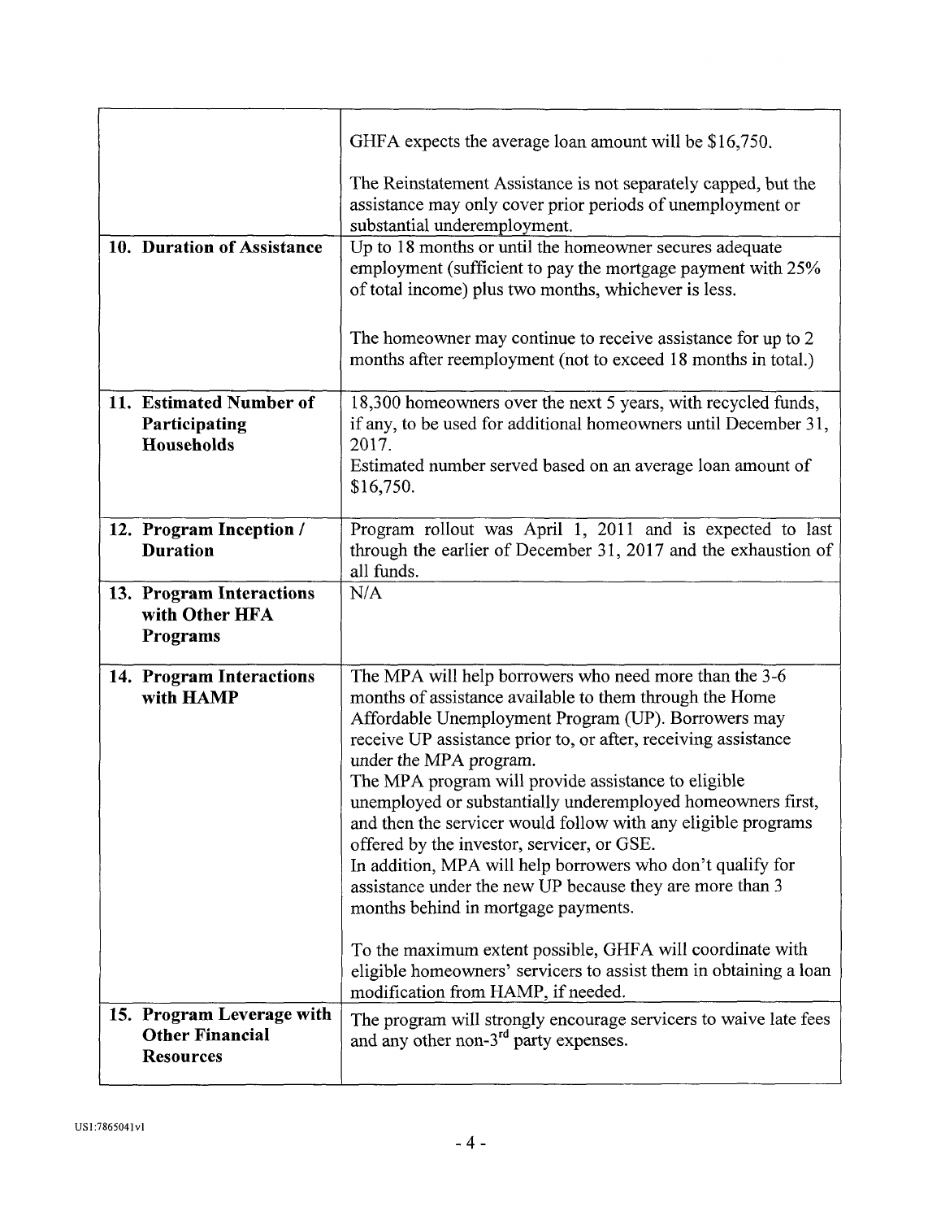| | |
|---|---|
| | GHFA expects the average loan amount will be $16,750.<br><br>The Reinstatement Assistance is not separately capped, but the assistance may only cover prior periods of unemployment or substantial underemployment. |
| **10. Duration of Assistance** | Up to 18 months or until the homeowner secures adequate employment (sufficient to pay the mortgage payment with 25% of total income) plus two months, whichever is less.<br><br>The homeowner may continue to receive assistance for up to 2 months after reemployment (not to exceed 18 months in total.) |
| **11. Estimated Number of Participating Households** | 18,300 homeowners over the next 5 years, with recycled funds, if any, to be used for additional homeowners until December 31, 2017.<br>Estimated number served based on an average loan amount of $16,750. |
| **12. Program Inception / Duration** | Program rollout was April 1, 2011 and is expected to last through the earlier of December 31, 2017 and the exhaustion of all funds. |
| **13. Program Interactions with Other HFA Programs** | N/A |
| **14. Program Interactions with HAMP** | The MPA will help borrowers who need more than the 3-6 months of assistance available to them through the Home Affordable Unemployment Program (UP). Borrowers may receive UP assistance prior to, or after, receiving assistance under the MPA program.<br>The MPA program will provide assistance to eligible unemployed or substantially underemployed homeowners first, and then the servicer would follow with any eligible programs offered by the investor, servicer, or GSE.<br>In addition, MPA will help borrowers who don't qualify for assistance under the new UP because they are more than 3 months behind in mortgage payments.<br><br>To the maximum extent possible, GHFA will coordinate with eligible homeowners' servicers to assist them in obtaining a loan modification from HAMP, if needed. |
| **15. Program Leverage with Other Financial Resources** | The program will strongly encourage servicers to waive late fees and any other non-3rd party expenses. |

US1:7865041v1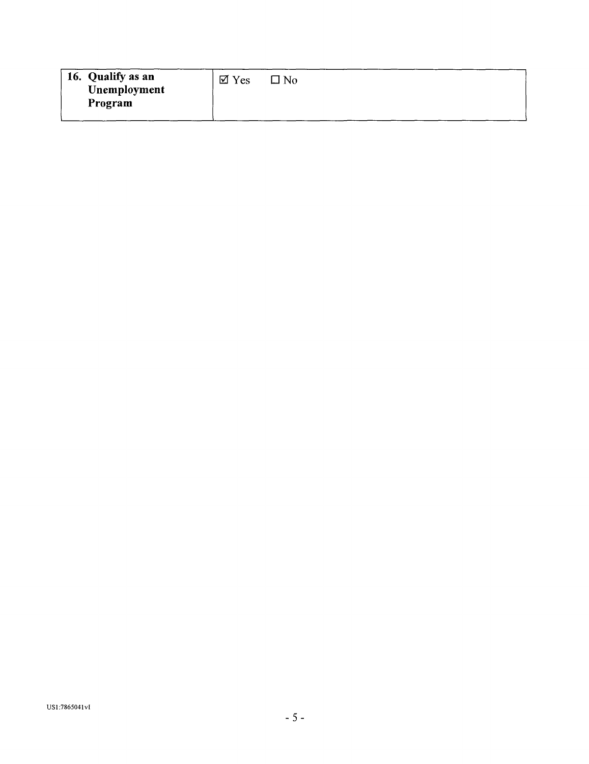| | |
|---|---|
| **16. Qualify as an Unemployment Program** | ☑ Yes ☐ No |

US1:7865041v1